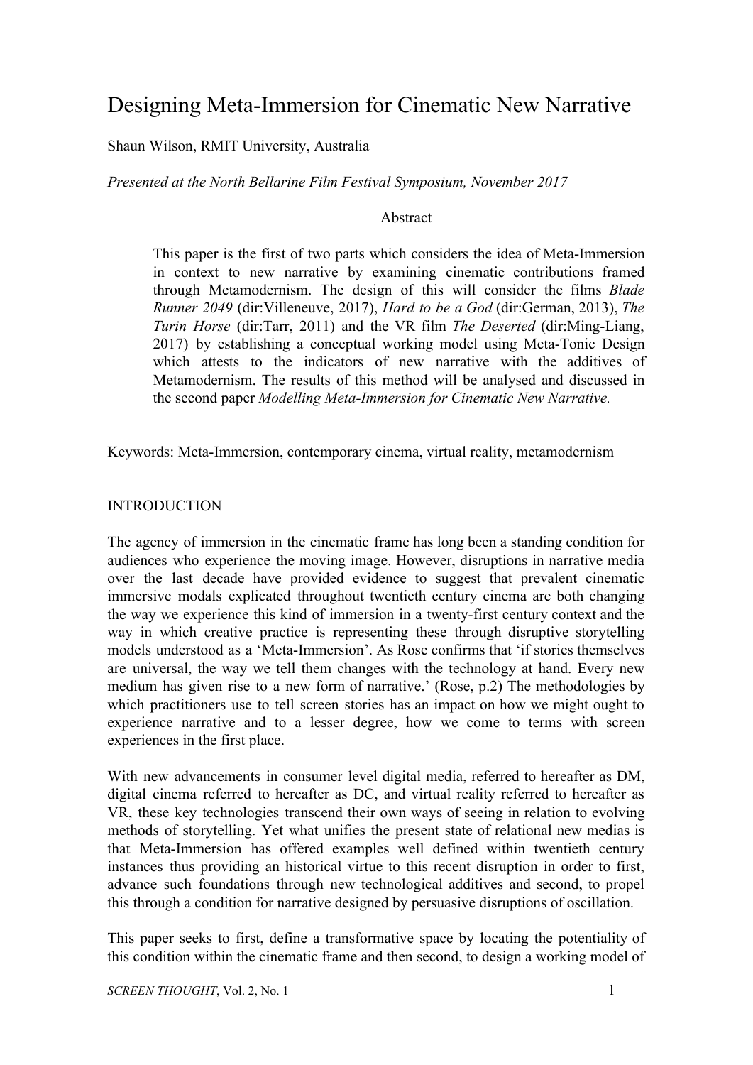# Designing Meta-Immersion for Cinematic New Narrative

Shaun Wilson, RMIT University, Australia

*Presented at the North Bellarine Film Festival Symposium, November 2017*

## Abstract

This paper is the first of two parts which considers the idea of Meta-Immersion in context to new narrative by examining cinematic contributions framed through Metamodernism. The design of this will consider the films *Blade Runner 2049* (dir:Villeneuve, 2017), *Hard to be a God* (dir:German, 2013), *The Turin Horse* (dir:Tarr, 2011) and the VR film *The Deserted* (dir:Ming-Liang, 2017) by establishing a conceptual working model using Meta-Tonic Design which attests to the indicators of new narrative with the additives of Metamodernism. The results of this method will be analysed and discussed in the second paper *Modelling Meta-Immersion for Cinematic New Narrative.*

Keywords: Meta-Immersion, contemporary cinema, virtual reality, metamodernism

## INTRODUCTION

The agency of immersion in the cinematic frame has long been a standing condition for audiences who experience the moving image. However, disruptions in narrative media over the last decade have provided evidence to suggest that prevalent cinematic immersive modals explicated throughout twentieth century cinema are both changing the way we experience this kind of immersion in a twenty-first century context and the way in which creative practice is representing these through disruptive storytelling models understood as a 'Meta-Immersion'. As Rose confirms that 'if stories themselves are universal, the way we tell them changes with the technology at hand. Every new medium has given rise to a new form of narrative.' (Rose, p.2) The methodologies by which practitioners use to tell screen stories has an impact on how we might ought to experience narrative and to a lesser degree, how we come to terms with screen experiences in the first place.

With new advancements in consumer level digital media, referred to hereafter as DM, digital cinema referred to hereafter as DC, and virtual reality referred to hereafter as VR, these key technologies transcend their own ways of seeing in relation to evolving methods of storytelling. Yet what unifies the present state of relational new medias is that Meta-Immersion has offered examples well defined within twentieth century instances thus providing an historical virtue to this recent disruption in order to first, advance such foundations through new technological additives and second, to propel this through a condition for narrative designed by persuasive disruptions of oscillation.

This paper seeks to first, define a transformative space by locating the potentiality of this condition within the cinematic frame and then second, to design a working model of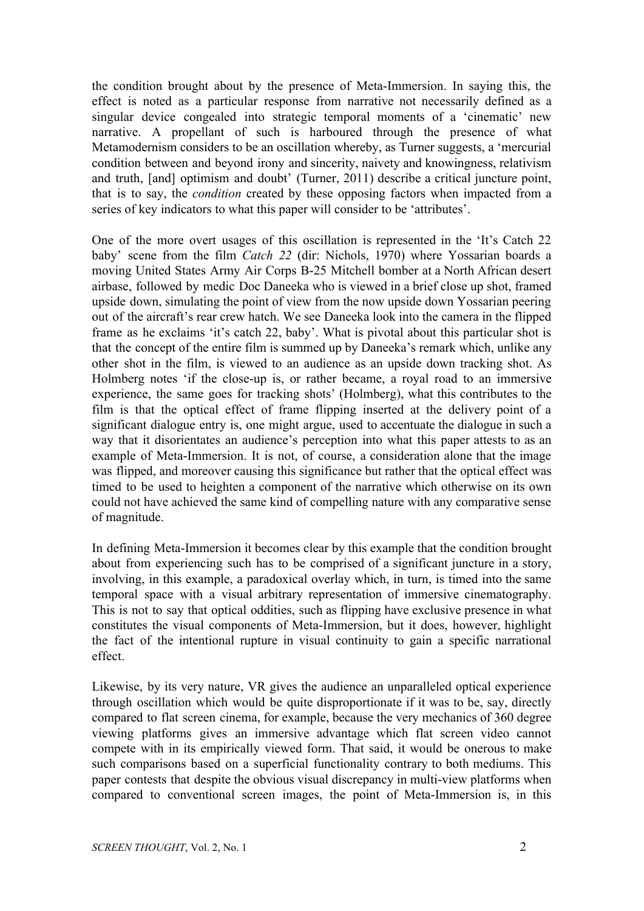the condition brought about by the presence of Meta-Immersion. In saying this, the effect is noted as a particular response from narrative not necessarily defined as a singular device congealed into strategic temporal moments of a 'cinematic' new narrative. A propellant of such is harboured through the presence of what Metamodernism considers to be an oscillation whereby, as Turner suggests, a 'mercurial condition between and beyond irony and sincerity, naivety and knowingness, relativism and truth, [and] optimism and doubt' (Turner, 2011) describe a critical juncture point, that is to say, the *condition* created by these opposing factors when impacted from a series of key indicators to what this paper will consider to be 'attributes'.

One of the more overt usages of this oscillation is represented in the 'It's Catch 22 baby' scene from the film *Catch 22* (dir: Nichols, 1970) where Yossarian boards a moving United States Army Air Corps B-25 Mitchell bomber at a North African desert airbase, followed by medic Doc Daneeka who is viewed in a brief close up shot, framed upside down, simulating the point of view from the now upside down Yossarian peering out of the aircraft's rear crew hatch. We see Daneeka look into the camera in the flipped frame as he exclaims 'it's catch 22, baby'. What is pivotal about this particular shot is that the concept of the entire film is summed up by Daneeka's remark which, unlike any other shot in the film, is viewed to an audience as an upside down tracking shot. As Holmberg notes 'if the close-up is, or rather became, a royal road to an immersive experience, the same goes for tracking shots' (Holmberg), what this contributes to the film is that the optical effect of frame flipping inserted at the delivery point of a significant dialogue entry is, one might argue, used to accentuate the dialogue in such a way that it disorientates an audience's perception into what this paper attests to as an example of Meta-Immersion. It is not, of course, a consideration alone that the image was flipped, and moreover causing this significance but rather that the optical effect was timed to be used to heighten a component of the narrative which otherwise on its own could not have achieved the same kind of compelling nature with any comparative sense of magnitude.

In defining Meta-Immersion it becomes clear by this example that the condition brought about from experiencing such has to be comprised of a significant juncture in a story, involving, in this example, a paradoxical overlay which, in turn, is timed into the same temporal space with a visual arbitrary representation of immersive cinematography. This is not to say that optical oddities, such as flipping have exclusive presence in what constitutes the visual components of Meta-Immersion, but it does, however, highlight the fact of the intentional rupture in visual continuity to gain a specific narrational effect.

Likewise, by its very nature, VR gives the audience an unparalleled optical experience through oscillation which would be quite disproportionate if it was to be, say, directly compared to flat screen cinema, for example, because the very mechanics of 360 degree viewing platforms gives an immersive advantage which flat screen video cannot compete with in its empirically viewed form. That said, it would be onerous to make such comparisons based on a superficial functionality contrary to both mediums. This paper contests that despite the obvious visual discrepancy in multi-view platforms when compared to conventional screen images, the point of Meta-Immersion is, in this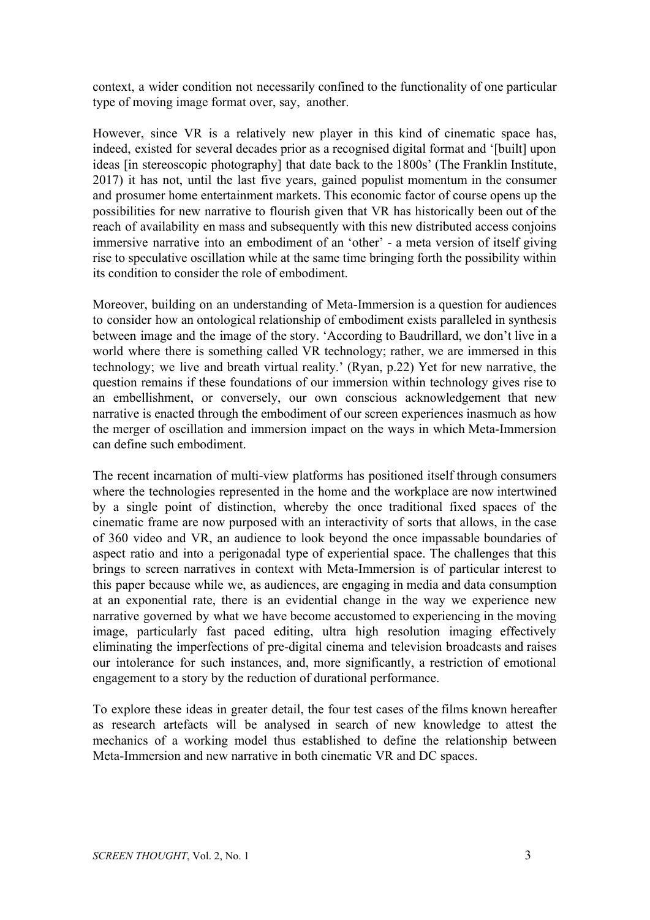context, a wider condition not necessarily confined to the functionality of one particular type of moving image format over, say, another.

However, since VR is a relatively new player in this kind of cinematic space has, indeed, existed for several decades prior as a recognised digital format and '[built] upon ideas [in stereoscopic photography] that date back to the 1800s' (The Franklin Institute, 2017) it has not, until the last five years, gained populist momentum in the consumer and prosumer home entertainment markets. This economic factor of course opens up the possibilities for new narrative to flourish given that VR has historically been out of the reach of availability en mass and subsequently with this new distributed access conjoins immersive narrative into an embodiment of an 'other' - a meta version of itself giving rise to speculative oscillation while at the same time bringing forth the possibility within its condition to consider the role of embodiment.

Moreover, building on an understanding of Meta-Immersion is a question for audiences to consider how an ontological relationship of embodiment exists paralleled in synthesis between image and the image of the story. 'According to Baudrillard, we don't live in a world where there is something called VR technology; rather, we are immersed in this technology; we live and breath virtual reality.' (Ryan, p.22) Yet for new narrative, the question remains if these foundations of our immersion within technology gives rise to an embellishment, or conversely, our own conscious acknowledgement that new narrative is enacted through the embodiment of our screen experiences inasmuch as how the merger of oscillation and immersion impact on the ways in which Meta-Immersion can define such embodiment.

The recent incarnation of multi-view platforms has positioned itself through consumers where the technologies represented in the home and the workplace are now intertwined by a single point of distinction, whereby the once traditional fixed spaces of the cinematic frame are now purposed with an interactivity of sorts that allows, in the case of 360 video and VR, an audience to look beyond the once impassable boundaries of aspect ratio and into a perigonadal type of experiential space. The challenges that this brings to screen narratives in context with Meta-Immersion is of particular interest to this paper because while we, as audiences, are engaging in media and data consumption at an exponential rate, there is an evidential change in the way we experience new narrative governed by what we have become accustomed to experiencing in the moving image, particularly fast paced editing, ultra high resolution imaging effectively eliminating the imperfections of pre-digital cinema and television broadcasts and raises our intolerance for such instances, and, more significantly, a restriction of emotional engagement to a story by the reduction of durational performance.

To explore these ideas in greater detail, the four test cases of the films known hereafter as research artefacts will be analysed in search of new knowledge to attest the mechanics of a working model thus established to define the relationship between Meta-Immersion and new narrative in both cinematic VR and DC spaces.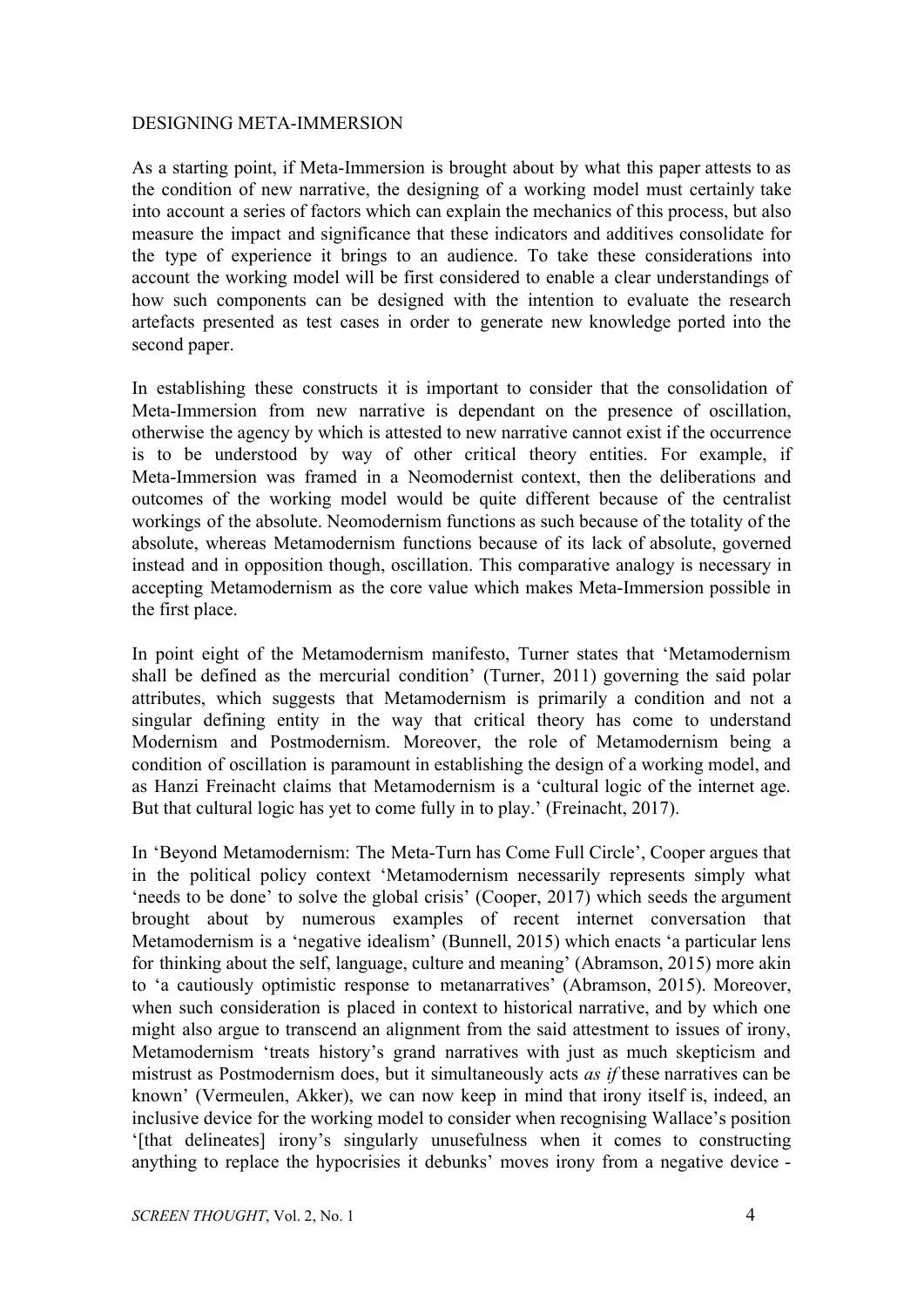## DESIGNING META-IMMERSION

As a starting point, if Meta-Immersion is brought about by what this paper attests to as the condition of new narrative, the designing of a working model must certainly take into account a series of factors which can explain the mechanics of this process, but also measure the impact and significance that these indicators and additives consolidate for the type of experience it brings to an audience. To take these considerations into account the working model will be first considered to enable a clear understandings of how such components can be designed with the intention to evaluate the research artefacts presented as test cases in order to generate new knowledge ported into the second paper.

In establishing these constructs it is important to consider that the consolidation of Meta-Immersion from new narrative is dependant on the presence of oscillation, otherwise the agency by which is attested to new narrative cannot exist if the occurrence is to be understood by way of other critical theory entities. For example, if Meta-Immersion was framed in a Neomodernist context, then the deliberations and outcomes of the working model would be quite different because of the centralist workings of the absolute. Neomodernism functions as such because of the totality of the absolute, whereas Metamodernism functions because of its lack of absolute, governed instead and in opposition though, oscillation. This comparative analogy is necessary in accepting Metamodernism as the core value which makes Meta-Immersion possible in the first place.

In point eight of the Metamodernism manifesto, Turner states that 'Metamodernism shall be defined as the mercurial condition' (Turner, 2011) governing the said polar attributes, which suggests that Metamodernism is primarily a condition and not a singular defining entity in the way that critical theory has come to understand Modernism and Postmodernism. Moreover, the role of Metamodernism being a condition of oscillation is paramount in establishing the design of a working model, and as Hanzi Freinacht claims that Metamodernism is a 'cultural logic of the internet age. But that cultural logic has yet to come fully in to play.' (Freinacht, 2017).

In 'Beyond Metamodernism: The Meta-Turn has Come Full Circle', Cooper argues that in the political policy context 'Metamodernism necessarily represents simply what 'needs to be done' to solve the global crisis' (Cooper, 2017) which seeds the argument brought about by numerous examples of recent internet conversation that Metamodernism is a 'negative idealism' (Bunnell, 2015) which enacts 'a particular lens for thinking about the self, language, culture and meaning' (Abramson, 2015) more akin to 'a cautiously optimistic response to metanarratives' (Abramson, 2015). Moreover, when such consideration is placed in context to historical narrative, and by which one might also argue to transcend an alignment from the said attestment to issues of irony, Metamodernism 'treats history's grand narratives with just as much skepticism and mistrust as Postmodernism does, but it simultaneously acts *as if* these narratives can be known' (Vermeulen, Akker), we can now keep in mind that irony itself is, indeed, an inclusive device for the working model to consider when recognising Wallace's position '[that delineates] irony's singularly unusefulness when it comes to constructing anything to replace the hypocrisies it debunks' moves irony from a negative device -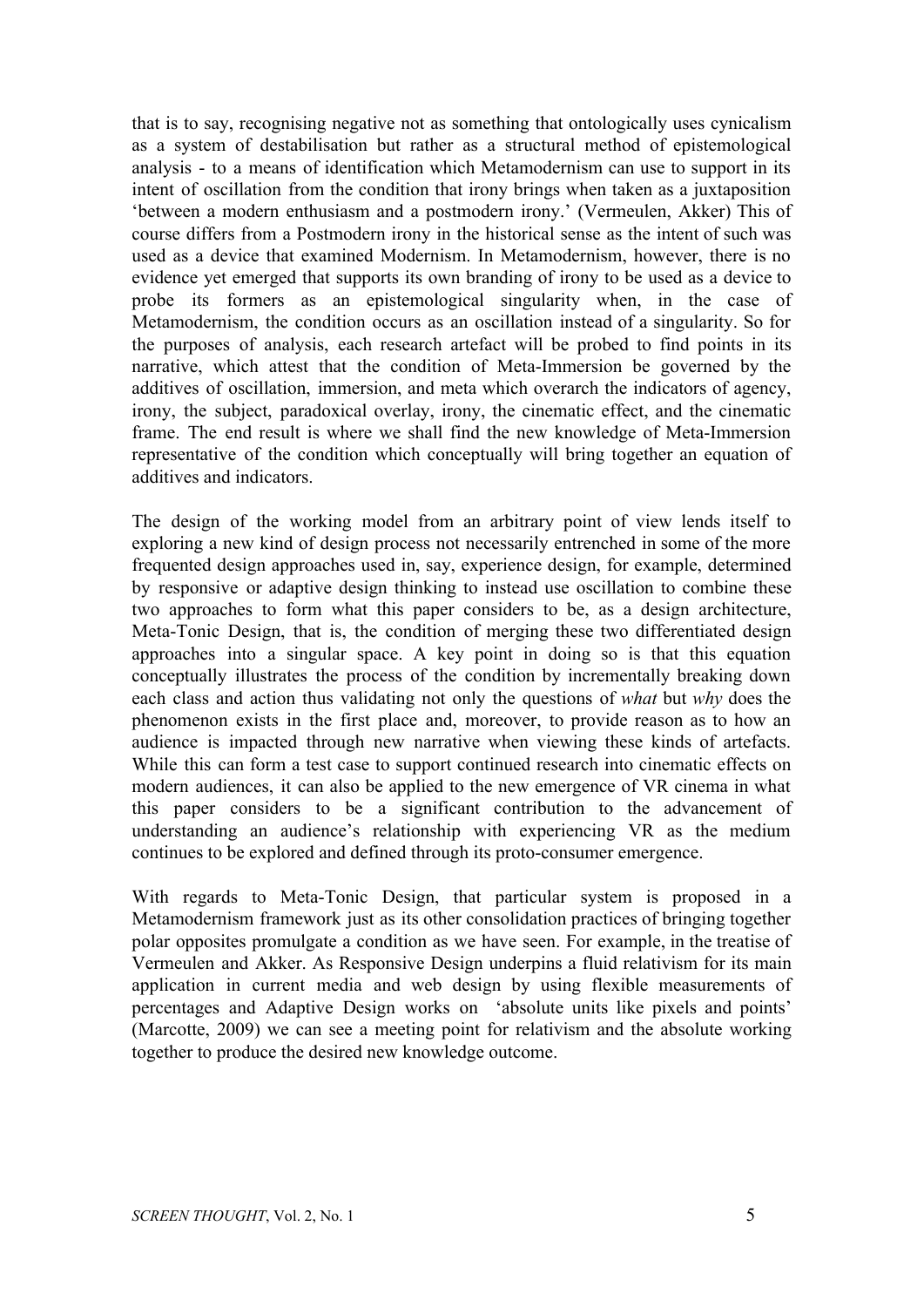that is to say, recognising negative not as something that ontologically uses cynicalism as a system of destabilisation but rather as a structural method of epistemological analysis - to a means of identification which Metamodernism can use to support in its intent of oscillation from the condition that irony brings when taken as a juxtaposition 'between a modern enthusiasm and a postmodern irony.' (Vermeulen, Akker) This of course differs from a Postmodern irony in the historical sense as the intent of such was used as a device that examined Modernism. In Metamodernism, however, there is no evidence yet emerged that supports its own branding of irony to be used as a device to probe its formers as an epistemological singularity when, in the case of Metamodernism, the condition occurs as an oscillation instead of a singularity. So for the purposes of analysis, each research artefact will be probed to find points in its narrative, which attest that the condition of Meta-Immersion be governed by the additives of oscillation, immersion, and meta which overarch the indicators of agency, irony, the subject, paradoxical overlay, irony, the cinematic effect, and the cinematic frame. The end result is where we shall find the new knowledge of Meta-Immersion representative of the condition which conceptually will bring together an equation of additives and indicators.

The design of the working model from an arbitrary point of view lends itself to exploring a new kind of design process not necessarily entrenched in some of the more frequented design approaches used in, say, experience design, for example, determined by responsive or adaptive design thinking to instead use oscillation to combine these two approaches to form what this paper considers to be, as a design architecture, Meta-Tonic Design, that is, the condition of merging these two differentiated design approaches into a singular space. A key point in doing so is that this equation conceptually illustrates the process of the condition by incrementally breaking down each class and action thus validating not only the questions of *what* but *why* does the phenomenon exists in the first place and, moreover, to provide reason as to how an audience is impacted through new narrative when viewing these kinds of artefacts. While this can form a test case to support continued research into cinematic effects on modern audiences, it can also be applied to the new emergence of VR cinema in what this paper considers to be a significant contribution to the advancement of understanding an audience's relationship with experiencing VR as the medium continues to be explored and defined through its proto-consumer emergence.

With regards to Meta-Tonic Design, that particular system is proposed in a Metamodernism framework just as its other consolidation practices of bringing together polar opposites promulgate a condition as we have seen. For example, in the treatise of Vermeulen and Akker. As Responsive Design underpins a fluid relativism for its main application in current media and web design by using flexible measurements of percentages and Adaptive Design works on 'absolute units like pixels and points' (Marcotte, 2009) we can see a meeting point for relativism and the absolute working together to produce the desired new knowledge outcome.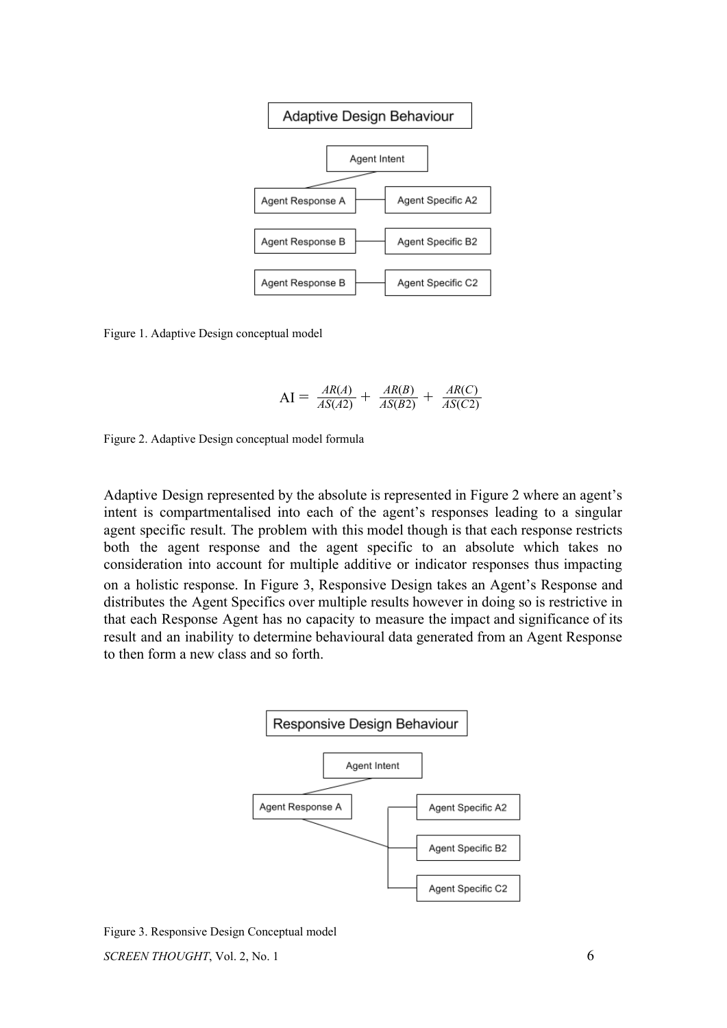Adaptive Design Behaviour

Agent Intent

Agent Response A — Agent Specific A2

Agent Response B — Agent Specific B2

Agent Response B — Agent Specific C2

Figure 1. Adaptive Design conceptual model

$$\text{AI} = \frac{AR(A)}{AS(A2)} + \frac{AR(B)}{AS(B2)} + \frac{AR(C)}{AS(C2)}$$

Figure 2. Adaptive Design conceptual model formula

Adaptive Design represented by the absolute is represented in Figure 2 where an agent's intent is compartmentalised into each of the agent's responses leading to a singular agent specific result. The problem with this model though is that each response restricts both the agent response and the agent specific to an absolute which takes no consideration into account for multiple additive or indicator responses thus impacting on a holistic response. In Figure 3, Responsive Design takes an Agent's Response and distributes the Agent Specifics over multiple results however in doing so is restrictive in that each Response Agent has no capacity to measure the impact and significance of its result and an inability to determine behavioural data generated from an Agent Response to then form a new class and so forth.

Responsive Design Behaviour

Agent Intent

Agent Response A

Agent Specific A2

Agent Specific B2

Agent Specific C2

Figure 3. Responsive Design Conceptual model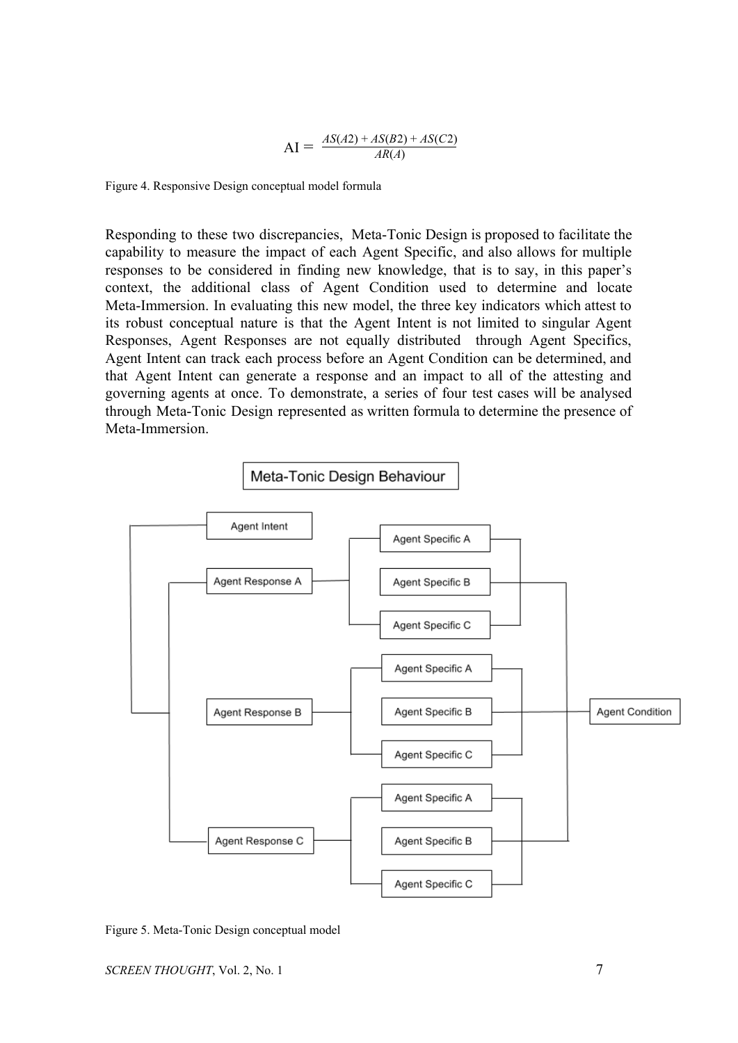$$\text{AI} = \frac{AS(A2) + AS(B2) + AS(C2)}{AR(A)}$$

Figure 4. Responsive Design conceptual model formula

Responding to these two discrepancies, Meta-Tonic Design is proposed to facilitate the capability to measure the impact of each Agent Specific, and also allows for multiple responses to be considered in finding new knowledge, that is to say, in this paper's context, the additional class of Agent Condition used to determine and locate Meta-Immersion. In evaluating this new model, the three key indicators which attest to its robust conceptual nature is that the Agent Intent is not limited to singular Agent Responses, Agent Responses are not equally distributed through Agent Specifics, Agent Intent can track each process before an Agent Condition can be determined, and that Agent Intent can generate a response and an impact to all of the attesting and governing agents at once. To demonstrate, a series of four test cases will be analysed through Meta-Tonic Design represented as written formula to determine the presence of Meta-Immersion.

Meta-Tonic Design Behaviour

Agent Intent

Agent Response A — Agent Specific A, Agent Specific B, Agent Specific C

Agent Response B — Agent Specific A, Agent Specific B, Agent Specific C

Agent Response C — Agent Specific A, Agent Specific B, Agent Specific C

Agent Condition

Figure 5. Meta-Tonic Design conceptual model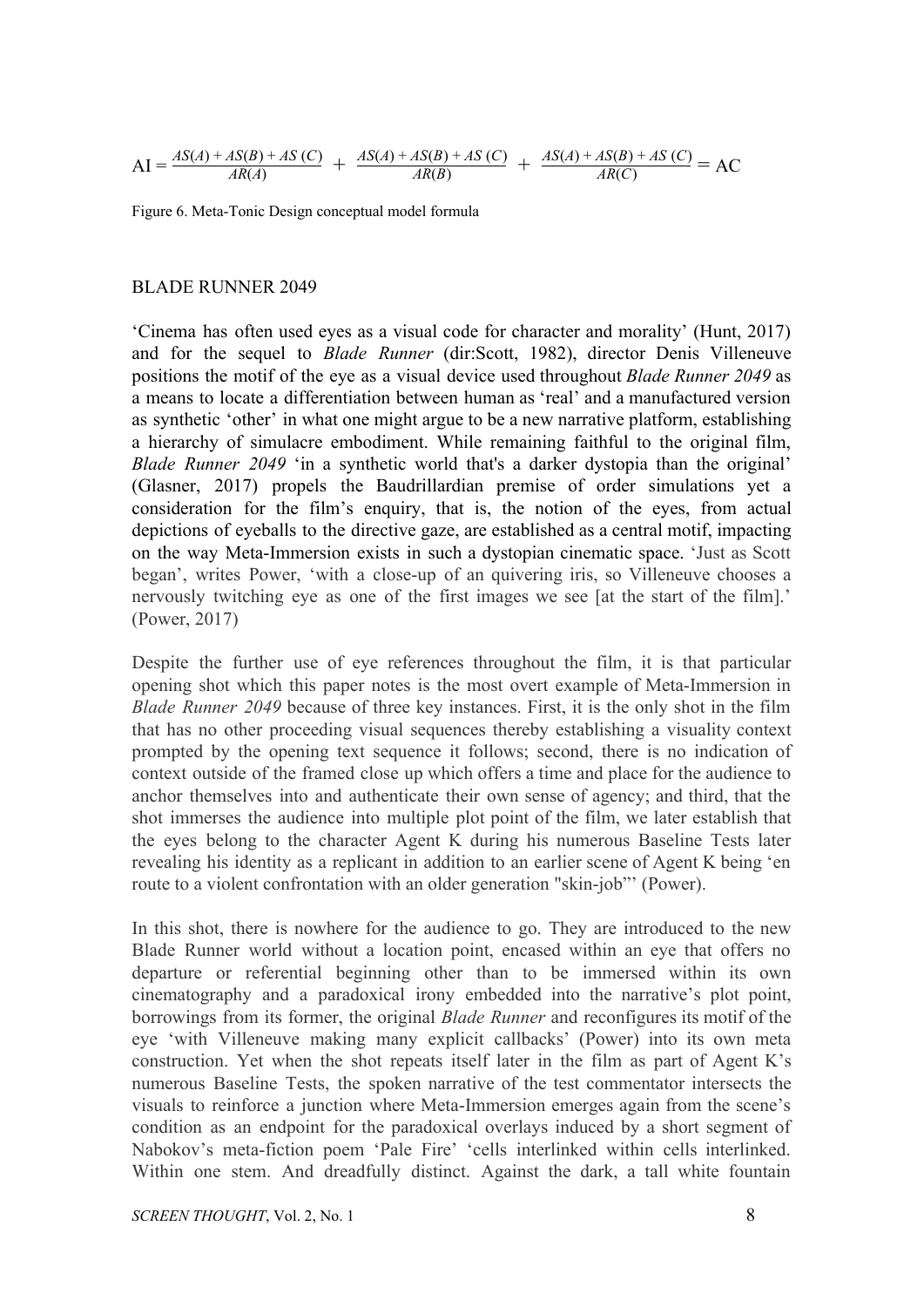$$\mathrm{AI} = \frac{AS(A) + AS(B) + AS\ (C)}{AR(A)} + \frac{AS(A) + AS(B) + AS\ (C)}{AR(B)} + \frac{AS(A) + AS(B) + AS\ (C)}{AR(C)} = \mathrm{AC}$$

Figure 6. Meta-Tonic Design conceptual model formula

## BLADE RUNNER 2049

'Cinema has often used eyes as a visual code for character and morality' (Hunt, 2017) and for the sequel to *Blade Runner* (dir:Scott, 1982), director Denis Villeneuve positions the motif of the eye as a visual device used throughout *Blade Runner 2049* as a means to locate a differentiation between human as 'real' and a manufactured version as synthetic 'other' in what one might argue to be a new narrative platform, establishing a hierarchy of simulacre embodiment. While remaining faithful to the original film, *Blade Runner 2049* 'in a synthetic world that's a darker dystopia than the original' (Glasner, 2017) propels the Baudrillardian premise of order simulations yet a consideration for the film's enquiry, that is, the notion of the eyes, from actual depictions of eyeballs to the directive gaze, are established as a central motif, impacting on the way Meta-Immersion exists in such a dystopian cinematic space. 'Just as Scott began', writes Power, 'with a close-up of an quivering iris, so Villeneuve chooses a nervously twitching eye as one of the first images we see [at the start of the film].' (Power, 2017)

Despite the further use of eye references throughout the film, it is that particular opening shot which this paper notes is the most overt example of Meta-Immersion in *Blade Runner 2049* because of three key instances. First, it is the only shot in the film that has no other proceeding visual sequences thereby establishing a visuality context prompted by the opening text sequence it follows; second, there is no indication of context outside of the framed close up which offers a time and place for the audience to anchor themselves into and authenticate their own sense of agency; and third, that the shot immerses the audience into multiple plot point of the film, we later establish that the eyes belong to the character Agent K during his numerous Baseline Tests later revealing his identity as a replicant in addition to an earlier scene of Agent K being 'en route to a violent confrontation with an older generation "skin-job"' (Power).

In this shot, there is nowhere for the audience to go. They are introduced to the new Blade Runner world without a location point, encased within an eye that offers no departure or referential beginning other than to be immersed within its own cinematography and a paradoxical irony embedded into the narrative's plot point, borrowings from its former, the original *Blade Runner* and reconfigures its motif of the eye 'with Villeneuve making many explicit callbacks' (Power) into its own meta construction. Yet when the shot repeats itself later in the film as part of Agent K's numerous Baseline Tests, the spoken narrative of the test commentator intersects the visuals to reinforce a junction where Meta-Immersion emerges again from the scene's condition as an endpoint for the paradoxical overlays induced by a short segment of Nabokov's meta-fiction poem 'Pale Fire' 'cells interlinked within cells interlinked. Within one stem. And dreadfully distinct. Against the dark, a tall white fountain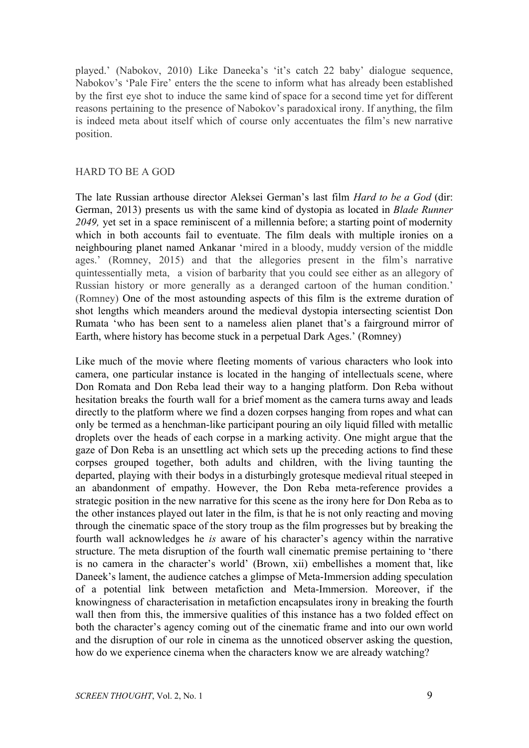played.' (Nabokov, 2010) Like Daneeka's 'it's catch 22 baby' dialogue sequence, Nabokov's 'Pale Fire' enters the the scene to inform what has already been established by the first eye shot to induce the same kind of space for a second time yet for different reasons pertaining to the presence of Nabokov's paradoxical irony. If anything, the film is indeed meta about itself which of course only accentuates the film's new narrative position.

## HARD TO BE A GOD

The late Russian arthouse director Aleksei German's last film *Hard to be a God* (dir: German, 2013) presents us with the same kind of dystopia as located in *Blade Runner 2049,* yet set in a space reminiscent of a millennia before; a starting point of modernity which in both accounts fail to eventuate. The film deals with multiple ironies on a neighbouring planet named Ankanar 'mired in a bloody, muddy version of the middle ages.' (Romney, 2015) and that the allegories present in the film's narrative quintessentially meta, a vision of barbarity that you could see either as an allegory of Russian history or more generally as a deranged cartoon of the human condition.' (Romney) One of the most astounding aspects of this film is the extreme duration of shot lengths which meanders around the medieval dystopia intersecting scientist Don Rumata 'who has been sent to a nameless alien planet that's a fairground mirror of Earth, where history has become stuck in a perpetual Dark Ages.' (Romney)

Like much of the movie where fleeting moments of various characters who look into camera, one particular instance is located in the hanging of intellectuals scene, where Don Romata and Don Reba lead their way to a hanging platform. Don Reba without hesitation breaks the fourth wall for a brief moment as the camera turns away and leads directly to the platform where we find a dozen corpses hanging from ropes and what can only be termed as a henchman-like participant pouring an oily liquid filled with metallic droplets over the heads of each corpse in a marking activity. One might argue that the gaze of Don Reba is an unsettling act which sets up the preceding actions to find these corpses grouped together, both adults and children, with the living taunting the departed, playing with their bodys in a disturbingly grotesque medieval ritual steeped in an abandonment of empathy. However, the Don Reba meta-reference provides a strategic position in the new narrative for this scene as the irony here for Don Reba as to the other instances played out later in the film, is that he is not only reacting and moving through the cinematic space of the story troup as the film progresses but by breaking the fourth wall acknowledges he *is* aware of his character's agency within the narrative structure. The meta disruption of the fourth wall cinematic premise pertaining to 'there is no camera in the character's world' (Brown, xii) embellishes a moment that, like Daneek's lament, the audience catches a glimpse of Meta-Immersion adding speculation of a potential link between metafiction and Meta-Immersion. Moreover, if the knowingness of characterisation in metafiction encapsulates irony in breaking the fourth wall then from this, the immersive qualities of this instance has a two folded effect on both the character's agency coming out of the cinematic frame and into our own world and the disruption of our role in cinema as the unnoticed observer asking the question, how do we experience cinema when the characters know we are already watching?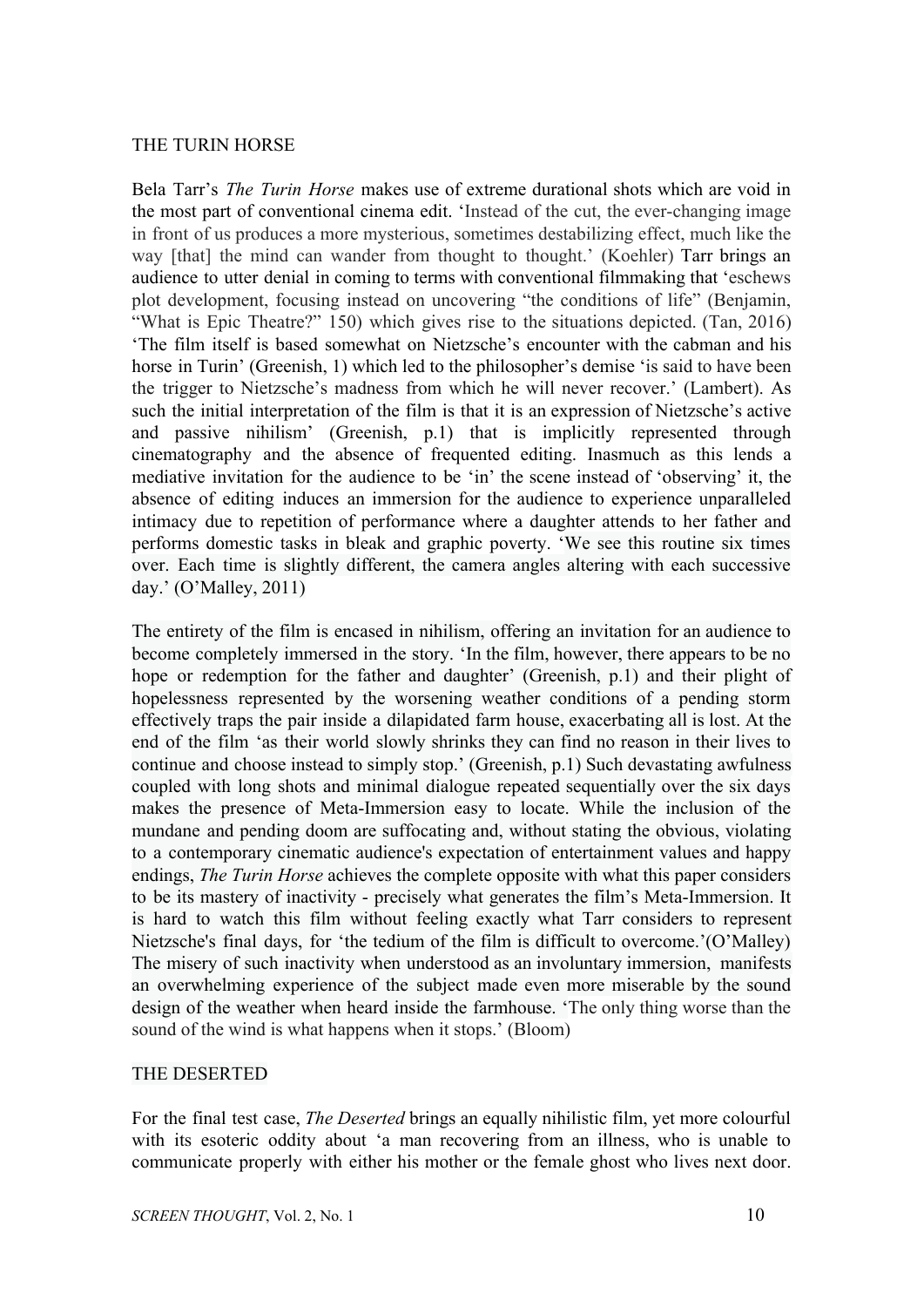## THE TURIN HORSE

Bela Tarr's *The Turin Horse* makes use of extreme durational shots which are void in the most part of conventional cinema edit. 'Instead of the cut, the ever-changing image in front of us produces a more mysterious, sometimes destabilizing effect, much like the way [that] the mind can wander from thought to thought.' (Koehler) Tarr brings an audience to utter denial in coming to terms with conventional filmmaking that 'eschews plot development, focusing instead on uncovering "the conditions of life" (Benjamin, "What is Epic Theatre?" 150) which gives rise to the situations depicted. (Tan, 2016) 'The film itself is based somewhat on Nietzsche's encounter with the cabman and his horse in Turin' (Greenish, 1) which led to the philosopher's demise 'is said to have been the trigger to Nietzsche's madness from which he will never recover.' (Lambert). As such the initial interpretation of the film is that it is an expression of Nietzsche's active and passive nihilism' (Greenish, p.1) that is implicitly represented through cinematography and the absence of frequented editing. Inasmuch as this lends a mediative invitation for the audience to be 'in' the scene instead of 'observing' it, the absence of editing induces an immersion for the audience to experience unparalleled intimacy due to repetition of performance where a daughter attends to her father and performs domestic tasks in bleak and graphic poverty. 'We see this routine six times over. Each time is slightly different, the camera angles altering with each successive day.' (O'Malley, 2011)

The entirety of the film is encased in nihilism, offering an invitation for an audience to become completely immersed in the story. 'In the film, however, there appears to be no hope or redemption for the father and daughter' (Greenish, p.1) and their plight of hopelessness represented by the worsening weather conditions of a pending storm effectively traps the pair inside a dilapidated farm house, exacerbating all is lost. At the end of the film 'as their world slowly shrinks they can find no reason in their lives to continue and choose instead to simply stop.' (Greenish, p.1) Such devastating awfulness coupled with long shots and minimal dialogue repeated sequentially over the six days makes the presence of Meta-Immersion easy to locate. While the inclusion of the mundane and pending doom are suffocating and, without stating the obvious, violating to a contemporary cinematic audience's expectation of entertainment values and happy endings, *The Turin Horse* achieves the complete opposite with what this paper considers to be its mastery of inactivity - precisely what generates the film's Meta-Immersion. It is hard to watch this film without feeling exactly what Tarr considers to represent Nietzsche's final days, for 'the tedium of the film is difficult to overcome.'(O'Malley) The misery of such inactivity when understood as an involuntary immersion, manifests an overwhelming experience of the subject made even more miserable by the sound design of the weather when heard inside the farmhouse. 'The only thing worse than the sound of the wind is what happens when it stops.' (Bloom)

## THE DESERTED

For the final test case, *The Deserted* brings an equally nihilistic film, yet more colourful with its esoteric oddity about 'a man recovering from an illness, who is unable to communicate properly with either his mother or the female ghost who lives next door.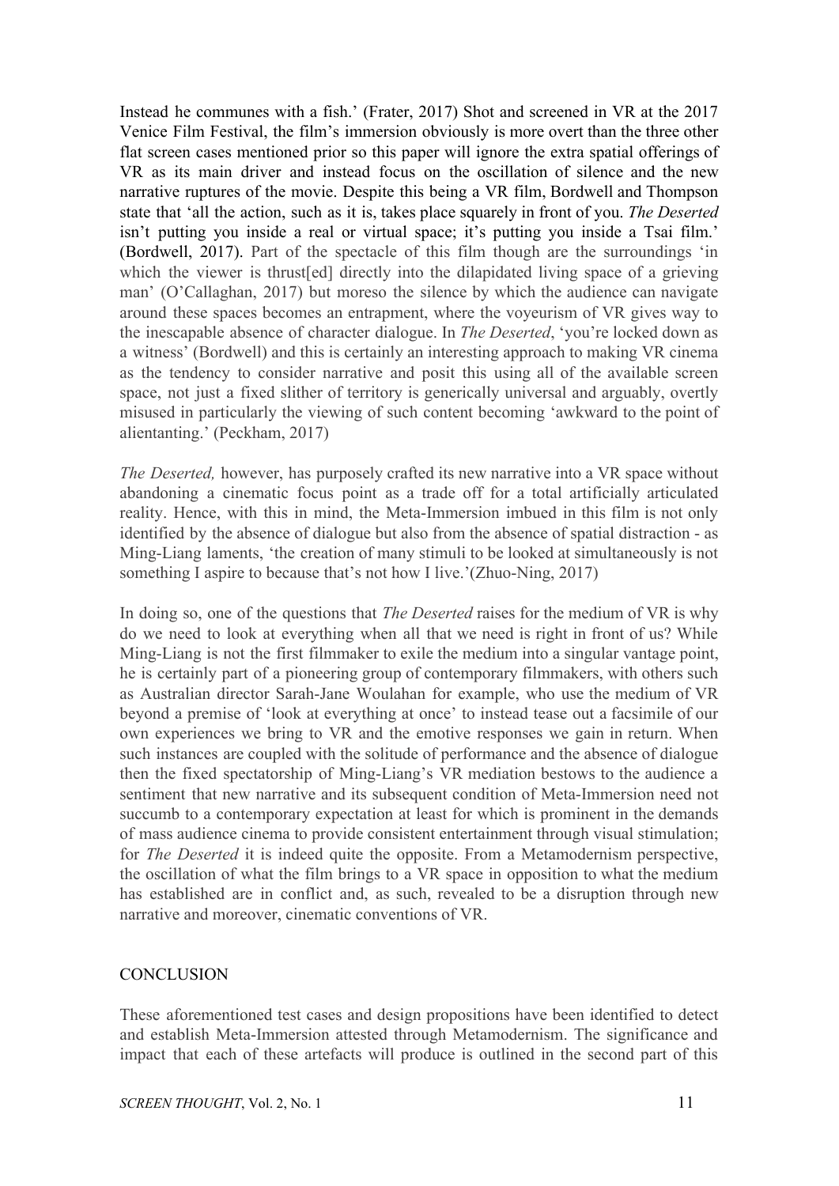Instead he communes with a fish.' (Frater, 2017) Shot and screened in VR at the 2017 Venice Film Festival, the film's immersion obviously is more overt than the three other flat screen cases mentioned prior so this paper will ignore the extra spatial offerings of VR as its main driver and instead focus on the oscillation of silence and the new narrative ruptures of the movie. Despite this being a VR film, Bordwell and Thompson state that 'all the action, such as it is, takes place squarely in front of you. *The Deserted* isn't putting you inside a real or virtual space; it's putting you inside a Tsai film.' (Bordwell, 2017). Part of the spectacle of this film though are the surroundings 'in which the viewer is thrust[ed] directly into the dilapidated living space of a grieving man' (O'Callaghan, 2017) but moreso the silence by which the audience can navigate around these spaces becomes an entrapment, where the voyeurism of VR gives way to the inescapable absence of character dialogue. In *The Deserted*, 'you're locked down as a witness' (Bordwell) and this is certainly an interesting approach to making VR cinema as the tendency to consider narrative and posit this using all of the available screen space, not just a fixed slither of territory is generically universal and arguably, overtly misused in particularly the viewing of such content becoming 'awkward to the point of alientanting.' (Peckham, 2017)

*The Deserted,* however, has purposely crafted its new narrative into a VR space without abandoning a cinematic focus point as a trade off for a total artificially articulated reality. Hence, with this in mind, the Meta-Immersion imbued in this film is not only identified by the absence of dialogue but also from the absence of spatial distraction - as Ming-Liang laments, 'the creation of many stimuli to be looked at simultaneously is not something I aspire to because that's not how I live.'(Zhuo-Ning, 2017)

In doing so, one of the questions that *The Deserted* raises for the medium of VR is why do we need to look at everything when all that we need is right in front of us? While Ming-Liang is not the first filmmaker to exile the medium into a singular vantage point, he is certainly part of a pioneering group of contemporary filmmakers, with others such as Australian director Sarah-Jane Woulahan for example, who use the medium of VR beyond a premise of 'look at everything at once' to instead tease out a facsimile of our own experiences we bring to VR and the emotive responses we gain in return. When such instances are coupled with the solitude of performance and the absence of dialogue then the fixed spectatorship of Ming-Liang's VR mediation bestows to the audience a sentiment that new narrative and its subsequent condition of Meta-Immersion need not succumb to a contemporary expectation at least for which is prominent in the demands of mass audience cinema to provide consistent entertainment through visual stimulation; for *The Deserted* it is indeed quite the opposite. From a Metamodernism perspective, the oscillation of what the film brings to a VR space in opposition to what the medium has established are in conflict and, as such, revealed to be a disruption through new narrative and moreover, cinematic conventions of VR.

## CONCLUSION

These aforementioned test cases and design propositions have been identified to detect and establish Meta-Immersion attested through Metamodernism. The significance and impact that each of these artefacts will produce is outlined in the second part of this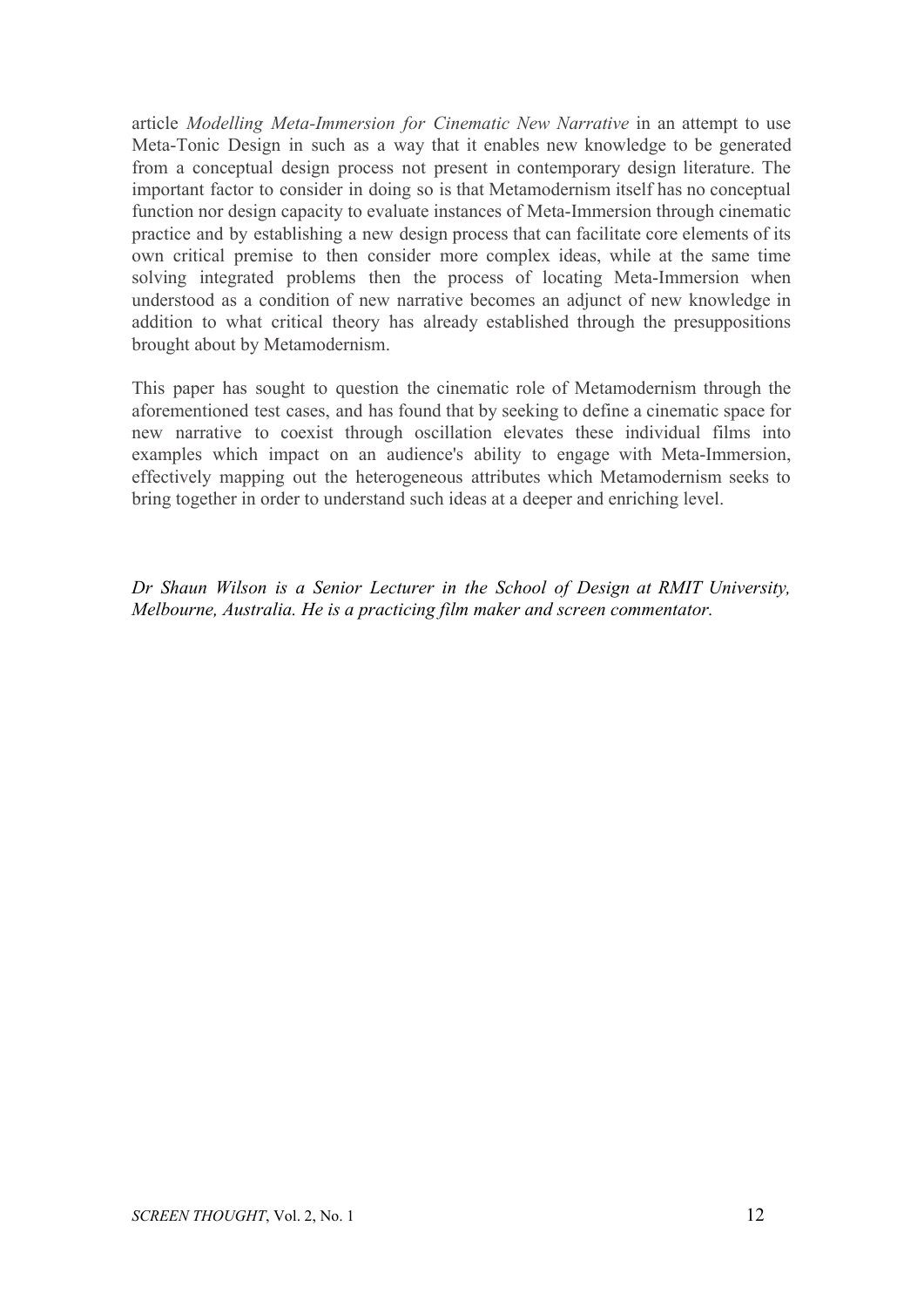article *Modelling Meta-Immersion for Cinematic New Narrative* in an attempt to use Meta-Tonic Design in such as a way that it enables new knowledge to be generated from a conceptual design process not present in contemporary design literature. The important factor to consider in doing so is that Metamodernism itself has no conceptual function nor design capacity to evaluate instances of Meta-Immersion through cinematic practice and by establishing a new design process that can facilitate core elements of its own critical premise to then consider more complex ideas, while at the same time solving integrated problems then the process of locating Meta-Immersion when understood as a condition of new narrative becomes an adjunct of new knowledge in addition to what critical theory has already established through the presuppositions brought about by Metamodernism.

This paper has sought to question the cinematic role of Metamodernism through the aforementioned test cases, and has found that by seeking to define a cinematic space for new narrative to coexist through oscillation elevates these individual films into examples which impact on an audience's ability to engage with Meta-Immersion, effectively mapping out the heterogeneous attributes which Metamodernism seeks to bring together in order to understand such ideas at a deeper and enriching level.

*Dr Shaun Wilson is a Senior Lecturer in the School of Design at RMIT University, Melbourne, Australia. He is a practicing film maker and screen commentator.*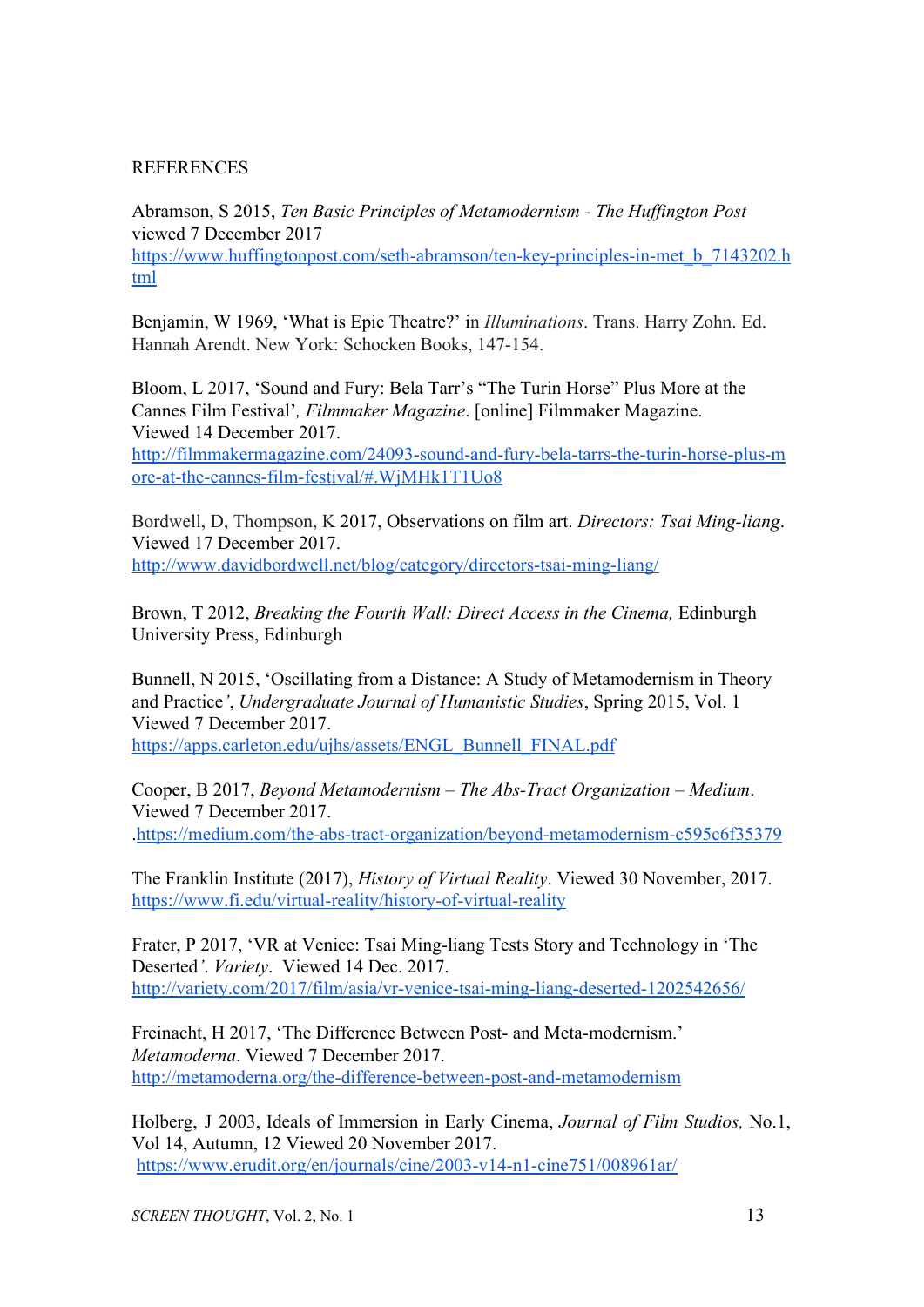REFERENCES

Abramson, S 2015, *Ten Basic Principles of Metamodernism - The Huffington Post* viewed 7 December 2017 https://www.huffingtonpost.com/seth-abramson/ten-key-principles-in-met_b_7143202.html

Benjamin, W 1969, 'What is Epic Theatre?' in *Illuminations*. Trans. Harry Zohn. Ed. Hannah Arendt. New York: Schocken Books, 147-154.

Bloom, L 2017, 'Sound and Fury: Bela Tarr's "The Turin Horse" Plus More at the Cannes Film Festival'*, Filmmaker Magazine*. [online] Filmmaker Magazine. Viewed 14 December 2017. http://filmmakermagazine.com/24093-sound-and-fury-bela-tarrs-the-turin-horse-plus-more-at-the-cannes-film-festival/#.WjMHk1T1Uo8

Bordwell, D, Thompson, K 2017, Observations on film art. *Directors: Tsai Ming-liang*. Viewed 17 December 2017. http://www.davidbordwell.net/blog/category/directors-tsai-ming-liang/

Brown, T 2012, *Breaking the Fourth Wall: Direct Access in the Cinema,* Edinburgh University Press, Edinburgh

Bunnell, N 2015, 'Oscillating from a Distance: A Study of Metamodernism in Theory and Practice*'*, *Undergraduate Journal of Humanistic Studies*, Spring 2015, Vol. 1 Viewed 7 December 2017. https://apps.carleton.edu/ujhs/assets/ENGL_Bunnell_FINAL.pdf

Cooper, B 2017, *Beyond Metamodernism – The Abs-Tract Organization – Medium*. Viewed 7 December 2017. .https://medium.com/the-abs-tract-organization/beyond-metamodernism-c595c6f35379

The Franklin Institute (2017), *History of Virtual Reality*. Viewed 30 November, 2017. https://www.fi.edu/virtual-reality/history-of-virtual-reality

Frater, P 2017, 'VR at Venice: Tsai Ming-liang Tests Story and Technology in 'The Deserted*'. Variety*. Viewed 14 Dec. 2017. http://variety.com/2017/film/asia/vr-venice-tsai-ming-liang-deserted-1202542656/

Freinacht, H 2017, 'The Difference Between Post- and Meta-modernism.' *Metamoderna*. Viewed 7 December 2017. http://metamoderna.org/the-difference-between-post-and-metamodernism

Holberg, J 2003, Ideals of Immersion in Early Cinema, *Journal of Film Studios,* No.1, Vol 14, Autumn, 12 Viewed 20 November 2017. https://www.erudit.org/en/journals/cine/2003-v14-n1-cine751/008961ar/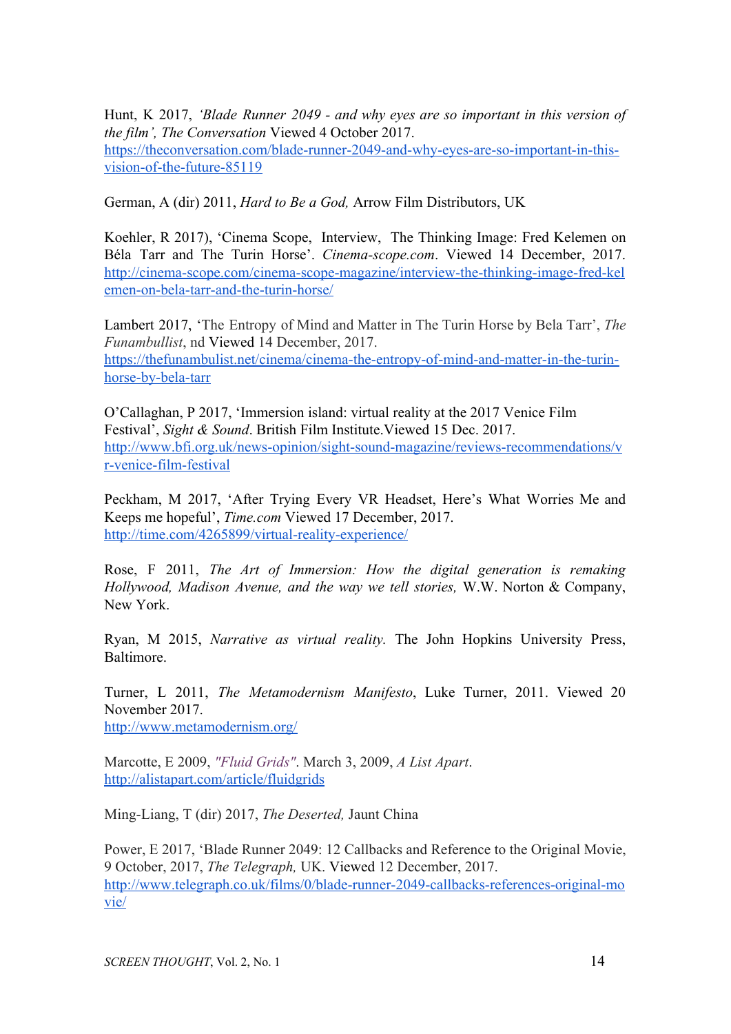Hunt, K 2017, *'Blade Runner 2049 - and why eyes are so important in this version of the film', The Conversation* Viewed 4 October 2017.
https://theconversation.com/blade-runner-2049-and-why-eyes-are-so-important-in-this-vision-of-the-future-85119

German, A (dir) 2011, *Hard to Be a God,* Arrow Film Distributors, UK

Koehler, R 2017), 'Cinema Scope, Interview, The Thinking Image: Fred Kelemen on Béla Tarr and The Turin Horse'. *Cinema-scope.com*. Viewed 14 December, 2017.
http://cinema-scope.com/cinema-scope-magazine/interview-the-thinking-image-fred-kelemen-on-bela-tarr-and-the-turin-horse/

Lambert 2017, 'The Entropy of Mind and Matter in The Turin Horse by Bela Tarr', *The Funambullist*, nd Viewed 14 December, 2017.
https://thefunambulist.net/cinema/cinema-the-entropy-of-mind-and-matter-in-the-turin-horse-by-bela-tarr

O'Callaghan, P 2017, 'Immersion island: virtual reality at the 2017 Venice Film Festival', *Sight & Sound*. British Film Institute.Viewed 15 Dec. 2017.
http://www.bfi.org.uk/news-opinion/sight-sound-magazine/reviews-recommendations/vr-venice-film-festival

Peckham, M 2017, 'After Trying Every VR Headset, Here's What Worries Me and Keeps me hopeful', *Time.com* Viewed 17 December, 2017.
http://time.com/4265899/virtual-reality-experience/

Rose, F 2011, *The Art of Immersion: How the digital generation is remaking Hollywood, Madison Avenue, and the way we tell stories,* W.W. Norton & Company, New York.

Ryan, M 2015, *Narrative as virtual reality.* The John Hopkins University Press, Baltimore.

Turner, L 2011, *The Metamodernism Manifesto*, Luke Turner, 2011. Viewed 20 November 2017.
http://www.metamodernism.org/

Marcotte, E 2009, *"Fluid Grids"*. March 3, 2009, *A List Apart*.
http://alistapart.com/article/fluidgrids

Ming-Liang, T (dir) 2017, *The Deserted,* Jaunt China

Power, E 2017, 'Blade Runner 2049: 12 Callbacks and Reference to the Original Movie, 9 October, 2017, *The Telegraph,* UK. Viewed 12 December, 2017.
http://www.telegraph.co.uk/films/0/blade-runner-2049-callbacks-references-original-movie/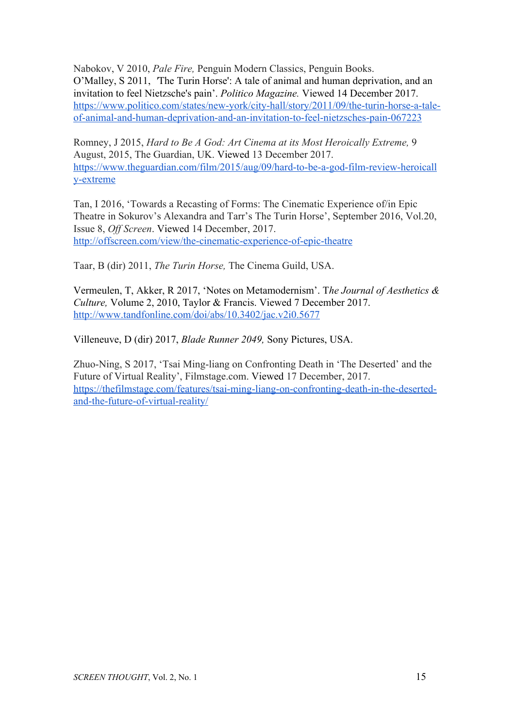Nabokov, V 2010, *Pale Fire,* Penguin Modern Classics, Penguin Books.
O'Malley, S 2011, 'The Turin Horse': A tale of animal and human deprivation, and an invitation to feel Nietzsche's pain'. *Politico Magazine.* Viewed 14 December 2017. https://www.politico.com/states/new-york/city-hall/story/2011/09/the-turin-horse-a-tale-of-animal-and-human-deprivation-and-an-invitation-to-feel-nietzsches-pain-067223

Romney, J 2015, *Hard to Be A God: Art Cinema at its Most Heroically Extreme,* 9 August, 2015, The Guardian, UK. Viewed 13 December 2017. https://www.theguardian.com/film/2015/aug/09/hard-to-be-a-god-film-review-heroically-extreme

Tan, I 2016, 'Towards a Recasting of Forms: The Cinematic Experience of/in Epic Theatre in Sokurov's Alexandra and Tarr's The Turin Horse', September 2016, Vol.20, Issue 8, *Off Screen*. Viewed 14 December, 2017. http://offscreen.com/view/the-cinematic-experience-of-epic-theatre

Taar, B (dir) 2011, *The Turin Horse,* The Cinema Guild, USA.

Vermeulen, T, Akker, R 2017, 'Notes on Metamodernism'. T*he Journal of Aesthetics & Culture,* Volume 2, 2010, Taylor & Francis. Viewed 7 December 2017. http://www.tandfonline.com/doi/abs/10.3402/jac.v2i0.5677

Villeneuve, D (dir) 2017, *Blade Runner 2049,* Sony Pictures, USA.

Zhuo-Ning, S 2017, 'Tsai Ming-liang on Confronting Death in 'The Deserted' and the Future of Virtual Reality', Filmstage.com. Viewed 17 December, 2017. https://thefilmstage.com/features/tsai-ming-liang-on-confronting-death-in-the-deserted-and-the-future-of-virtual-reality/